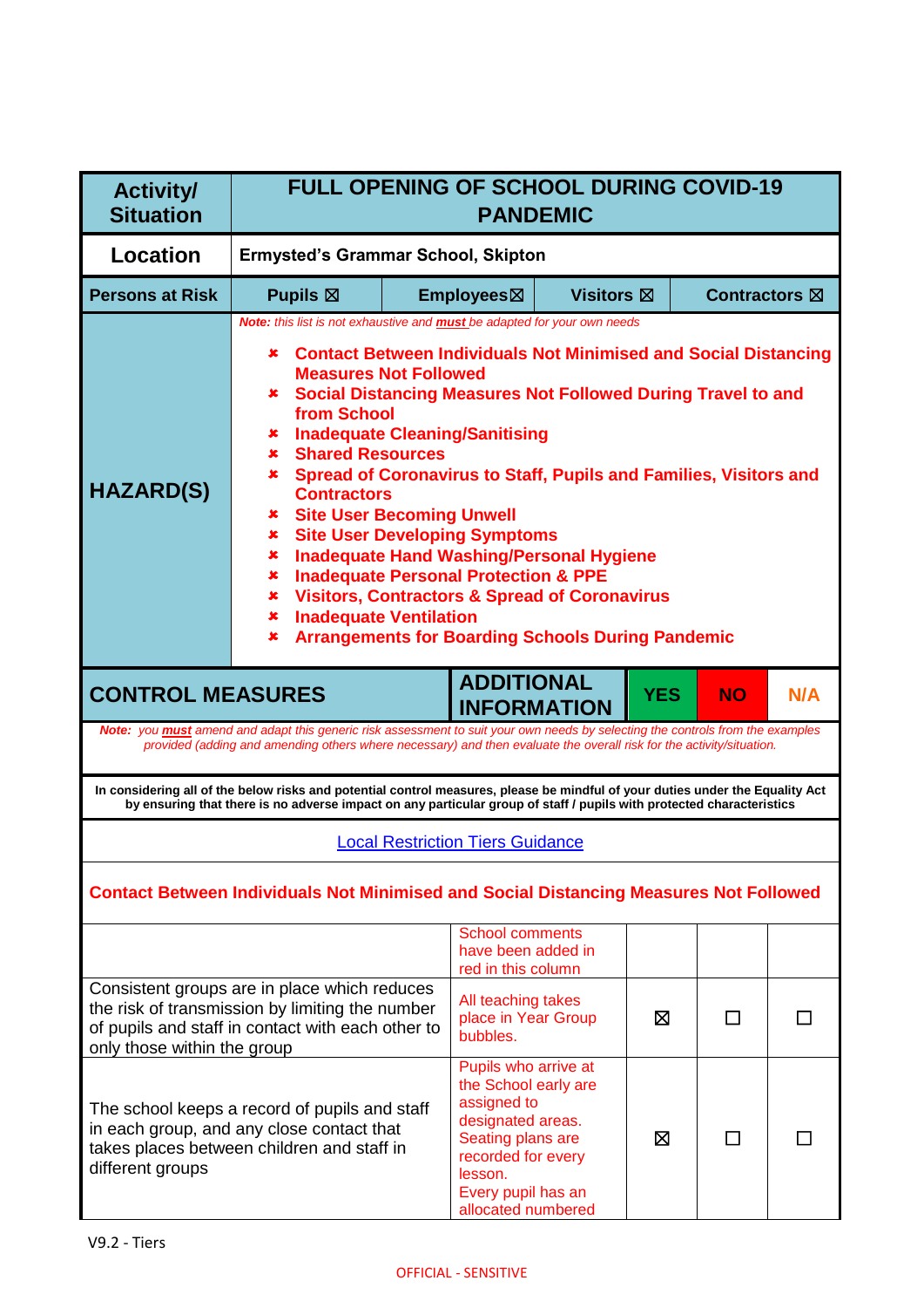| Activity/ Situation | FULL OPENING OF SCHOOL DURING COVID-19 PANDEMIC | | | |
|---|---|---|---|---|
| **Location** | **Ermysted's Grammar School, Skipton** | | | |
| **Persons at Risk** | **Pupils ☒** | **Employees☒** | **Visitors ☒** | **Contractors ☒** |

**HAZARD(S)**

*Note: this list is not exhaustive and **must** be adapted for your own needs*

- **Contact Between Individuals Not Minimised and Social Distancing Measures Not Followed**
- **Social Distancing Measures Not Followed During Travel to and from School**
- **Inadequate Cleaning/Sanitising**
- **Shared Resources**
- **Spread of Coronavirus to Staff, Pupils and Families, Visitors and Contractors**
- **Site User Becoming Unwell**
- **Site User Developing Symptoms**
- **Inadequate Hand Washing/Personal Hygiene**
- **Inadequate Personal Protection & PPE**
- **Visitors, Contractors & Spread of Coronavirus**
- **Inadequate Ventilation**
- **Arrangements for Boarding Schools During Pandemic**

*Note: you **must** amend and adapt this generic risk assessment to suit your own needs by selecting the controls from the examples provided (adding and amending others where necessary) and then evaluate the overall risk for the activity/situation.*

**In considering all of the below risks and potential control measures, please be mindful of your duties under the Equality Act by ensuring that there is no adverse impact on any particular group of staff / pupils with protected characteristics**

Local Restriction Tiers Guidance

## Contact Between Individuals Not Minimised and Social Distancing Measures Not Followed

| CONTROL MEASURES | ADDITIONAL INFORMATION | YES | NO | N/A |
|---|---|---|---|---|
| | School comments have been added in red in this column | | | |
| Consistent groups are in place which reduces the risk of transmission by limiting the number of pupils and staff in contact with each other to only those within the group | All teaching takes place in Year Group bubbles. | ☒ | ☐ | ☐ |
| The school keeps a record of pupils and staff in each group, and any close contact that takes places between children and staff in different groups | Pupils who arrive at the School early are assigned to designated areas. Seating plans are recorded for every lesson. Every pupil has an allocated numbered | ☒ | ☐ | ☐ |

V9.2 - Tiers

OFFICIAL - SENSITIVE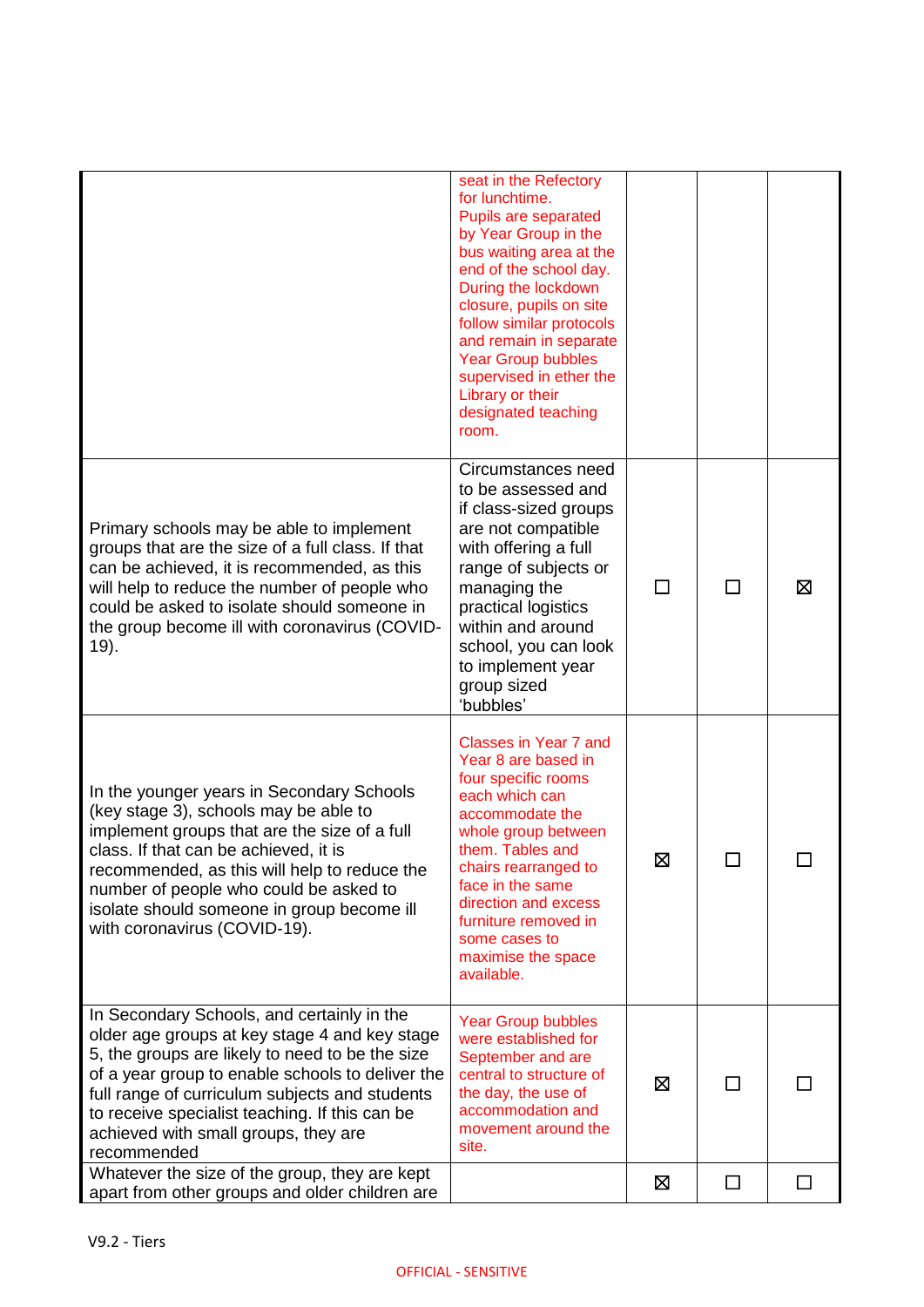| | | | | |
|---|---|---|---|---|
| | seat in the Refectory for lunchtime. Pupils are separated by Year Group in the bus waiting area at the end of the school day. During the lockdown closure, pupils on site follow similar protocols and remain in separate Year Group bubbles supervised in ether the Library or their designated teaching room. | | | |
| Primary schools may be able to implement groups that are the size of a full class. If that can be achieved, it is recommended, as this will help to reduce the number of people who could be asked to isolate should someone in the group become ill with coronavirus (COVID-19). | Circumstances need to be assessed and if class-sized groups are not compatible with offering a full range of subjects or managing the practical logistics within and around school, you can look to implement year group sized 'bubbles' | ☐ | ☐ | ☒ |
| In the younger years in Secondary Schools (key stage 3), schools may be able to implement groups that are the size of a full class. If that can be achieved, it is recommended, as this will help to reduce the number of people who could be asked to isolate should someone in group become ill with coronavirus (COVID-19). | Classes in Year 7 and Year 8 are based in four specific rooms each which can accommodate the whole group between them. Tables and chairs rearranged to face in the same direction and excess furniture removed in some cases to maximise the space available. | ☒ | ☐ | ☐ |
| In Secondary Schools, and certainly in the older age groups at key stage 4 and key stage 5, the groups are likely to need to be the size of a year group to enable schools to deliver the full range of curriculum subjects and students to receive specialist teaching. If this can be achieved with small groups, they are recommended | Year Group bubbles were established for September and are central to structure of the day, the use of accommodation and movement around the site. | ☒ | ☐ | ☐ |
| Whatever the size of the group, they are kept apart from other groups and older children are | | ☒ | ☐ | ☐ |

V9.2 - Tiers

OFFICIAL - SENSITIVE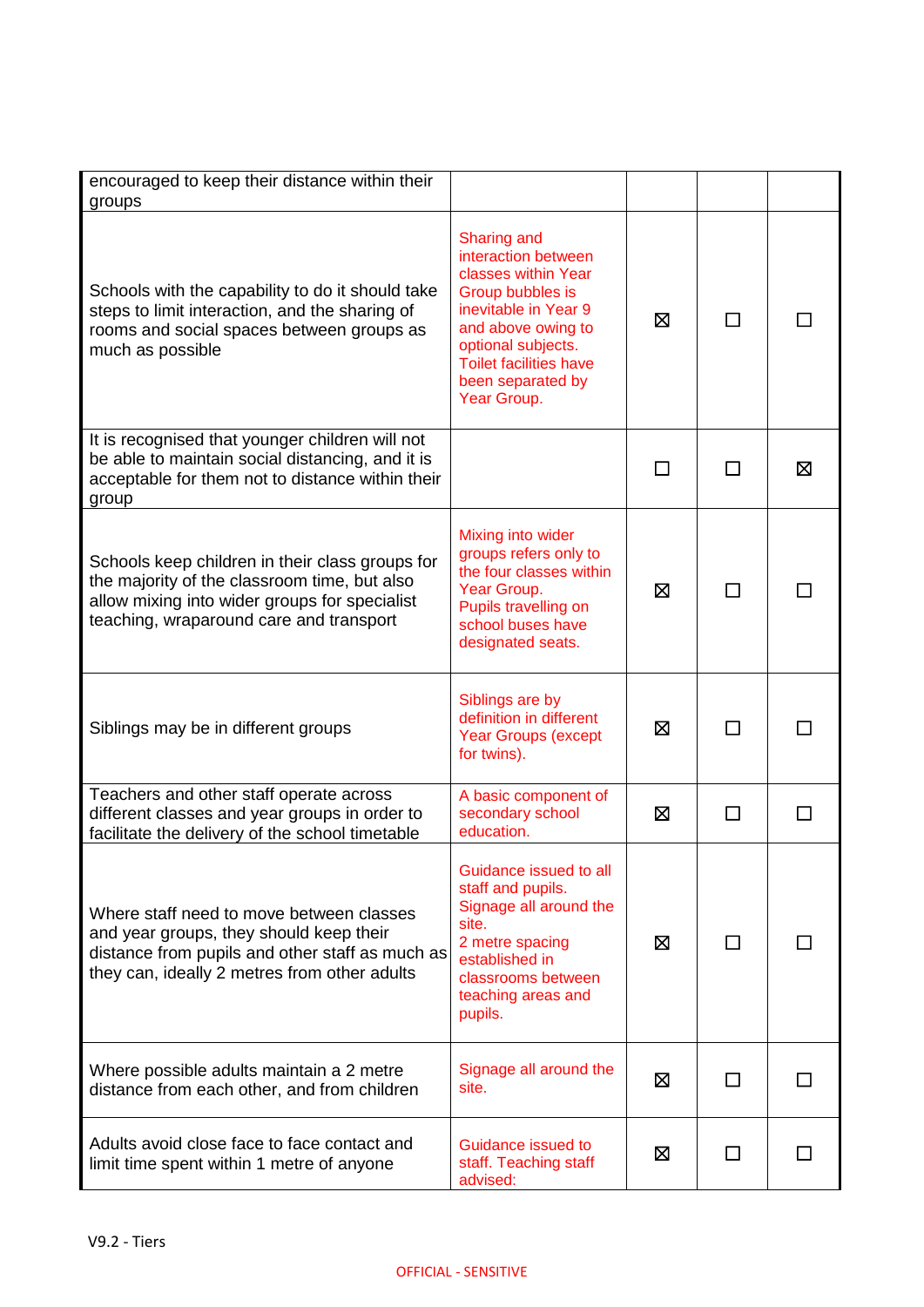| | | | | |
|---|---|---|---|---|
| encouraged to keep their distance within their groups | | | | |
| Schools with the capability to do it should take steps to limit interaction, and the sharing of rooms and social spaces between groups as much as possible | Sharing and interaction between classes within Year Group bubbles is inevitable in Year 9 and above owing to optional subjects. Toilet facilities have been separated by Year Group. | ☒ | ☐ | ☐ |
| It is recognised that younger children will not be able to maintain social distancing, and it is acceptable for them not to distance within their group | | ☐ | ☐ | ☒ |
| Schools keep children in their class groups for the majority of the classroom time, but also allow mixing into wider groups for specialist teaching, wraparound care and transport | Mixing into wider groups refers only to the four classes within Year Group. Pupils travelling on school buses have designated seats. | ☒ | ☐ | ☐ |
| Siblings may be in different groups | Siblings are by definition in different Year Groups (except for twins). | ☒ | ☐ | ☐ |
| Teachers and other staff operate across different classes and year groups in order to facilitate the delivery of the school timetable | A basic component of secondary school education. | ☒ | ☐ | ☐ |
| Where staff need to move between classes and year groups, they should keep their distance from pupils and other staff as much as they can, ideally 2 metres from other adults | Guidance issued to all staff and pupils. Signage all around the site. 2 metre spacing established in classrooms between teaching areas and pupils. | ☒ | ☐ | ☐ |
| Where possible adults maintain a 2 metre distance from each other, and from children | Signage all around the site. | ☒ | ☐ | ☐ |
| Adults avoid close face to face contact and limit time spent within 1 metre of anyone | Guidance issued to staff. Teaching staff advised: | ☒ | ☐ | ☐ |

V9.2 - Tiers

OFFICIAL - SENSITIVE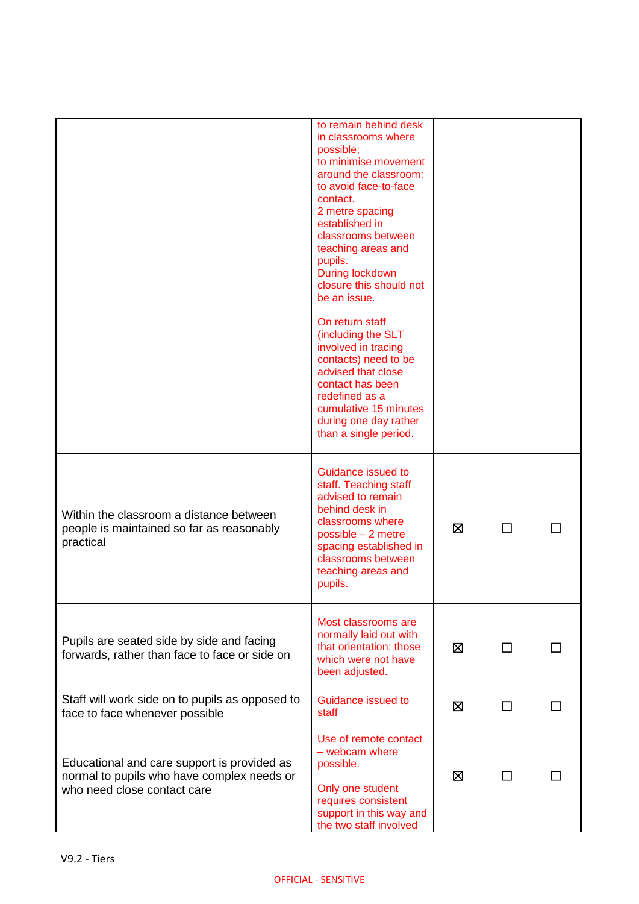| | | | | |
|---|---|---|---|---|
| | to remain behind desk in classrooms where possible;<br>to minimise movement around the classroom;<br>to avoid face-to-face contact.<br>2 metre spacing established in classrooms between teaching areas and pupils.<br>During lockdown closure this should not be an issue.<br><br>On return staff (including the SLT involved in tracing contacts) need to be advised that close contact has been redefined as a cumulative 15 minutes during one day rather than a single period. | | | |
| Within the classroom a distance between people is maintained so far as reasonably practical | Guidance issued to staff. Teaching staff advised to remain behind desk in classrooms where possible – 2 metre spacing established in classrooms between teaching areas and pupils. | ☒ | ☐ | ☐ |
| Pupils are seated side by side and facing forwards, rather than face to face or side on | Most classrooms are normally laid out with that orientation; those which were not have been adjusted. | ☒ | ☐ | ☐ |
| Staff will work side on to pupils as opposed to face to face whenever possible | Guidance issued to staff | ☒ | ☐ | ☐ |
| Educational and care support is provided as normal to pupils who have complex needs or who need close contact care | Use of remote contact – webcam where possible.<br><br>Only one student requires consistent support in this way and the two staff involved | ☒ | ☐ | ☐ |

V9.2 - Tiers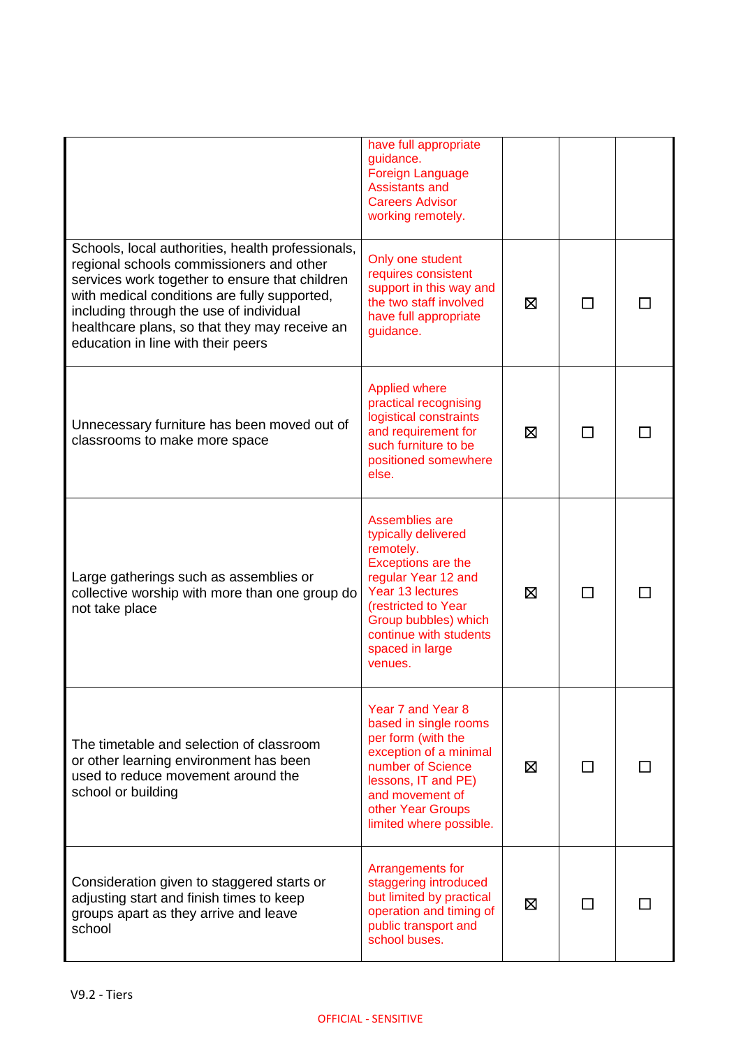| | | | | |
|---|---|---|---|---|
| | have full appropriate guidance. Foreign Language Assistants and Careers Advisor working remotely. | | | |
| Schools, local authorities, health professionals, regional schools commissioners and other services work together to ensure that children with medical conditions are fully supported, including through the use of individual healthcare plans, so that they may receive an education in line with their peers | Only one student requires consistent support in this way and the two staff involved have full appropriate guidance. | ☒ | ☐ | ☐ |
| Unnecessary furniture has been moved out of classrooms to make more space | Applied where practical recognising logistical constraints and requirement for such furniture to be positioned somewhere else. | ☒ | ☐ | ☐ |
| Large gatherings such as assemblies or collective worship with more than one group do not take place | Assemblies are typically delivered remotely. Exceptions are the regular Year 12 and Year 13 lectures (restricted to Year Group bubbles) which continue with students spaced in large venues. | ☒ | ☐ | ☐ |
| The timetable and selection of classroom or other learning environment has been used to reduce movement around the school or building | Year 7 and Year 8 based in single rooms per form (with the exception of a minimal number of Science lessons, IT and PE) and movement of other Year Groups limited where possible. | ☒ | ☐ | ☐ |
| Consideration given to staggered starts or adjusting start and finish times to keep groups apart as they arrive and leave school | Arrangements for staggering introduced but limited by practical operation and timing of public transport and school buses. | ☒ | ☐ | ☐ |

V9.2 - Tiers

OFFICIAL - SENSITIVE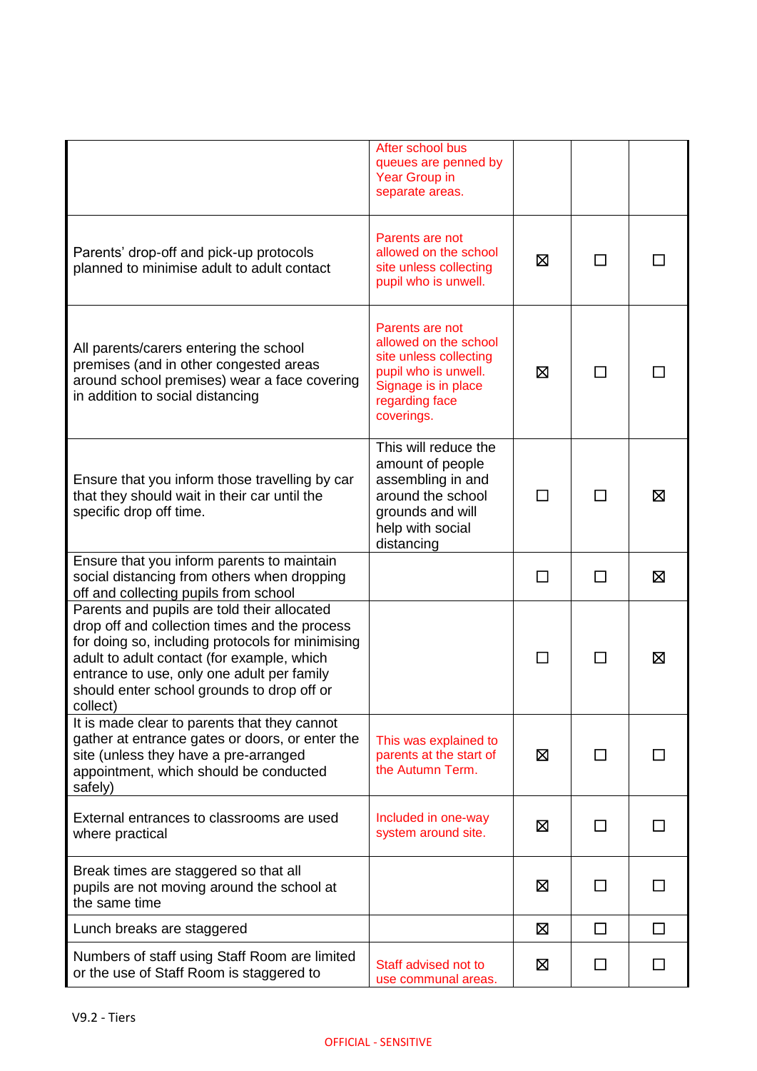|  |  |  |  |  |
|---|---|---|---|---|
|  | After school bus queues are penned by Year Group in separate areas. |  |  |  |
| Parents' drop-off and pick-up protocols planned to minimise adult to adult contact | Parents are not allowed on the school site unless collecting pupil who is unwell. | ☒ | ☐ | ☐ |
| All parents/carers entering the school premises (and in other congested areas around school premises) wear a face covering in addition to social distancing | Parents are not allowed on the school site unless collecting pupil who is unwell. Signage is in place regarding face coverings. | ☒ | ☐ | ☐ |
| Ensure that you inform those travelling by car that they should wait in their car until the specific drop off time. | This will reduce the amount of people assembling in and around the school grounds and will help with social distancing | ☐ | ☐ | ☒ |
| Ensure that you inform parents to maintain social distancing from others when dropping off and collecting pupils from school |  | ☐ | ☐ | ☒ |
| Parents and pupils are told their allocated drop off and collection times and the process for doing so, including protocols for minimising adult to adult contact (for example, which entrance to use, only one adult per family should enter school grounds to drop off or collect) |  | ☐ | ☐ | ☒ |
| It is made clear to parents that they cannot gather at entrance gates or doors, or enter the site (unless they have a pre-arranged appointment, which should be conducted safely) | This was explained to parents at the start of the Autumn Term. | ☒ | ☐ | ☐ |
| External entrances to classrooms are used where practical | Included in one-way system around site. | ☒ | ☐ | ☐ |
| Break times are staggered so that all pupils are not moving around the school at the same time |  | ☒ | ☐ | ☐ |
| Lunch breaks are staggered |  | ☒ | ☐ | ☐ |
| Numbers of staff using Staff Room are limited or the use of Staff Room is staggered to | Staff advised not to use communal areas. | ☒ | ☐ | ☐ |

V9.2 - Tiers

OFFICIAL - SENSITIVE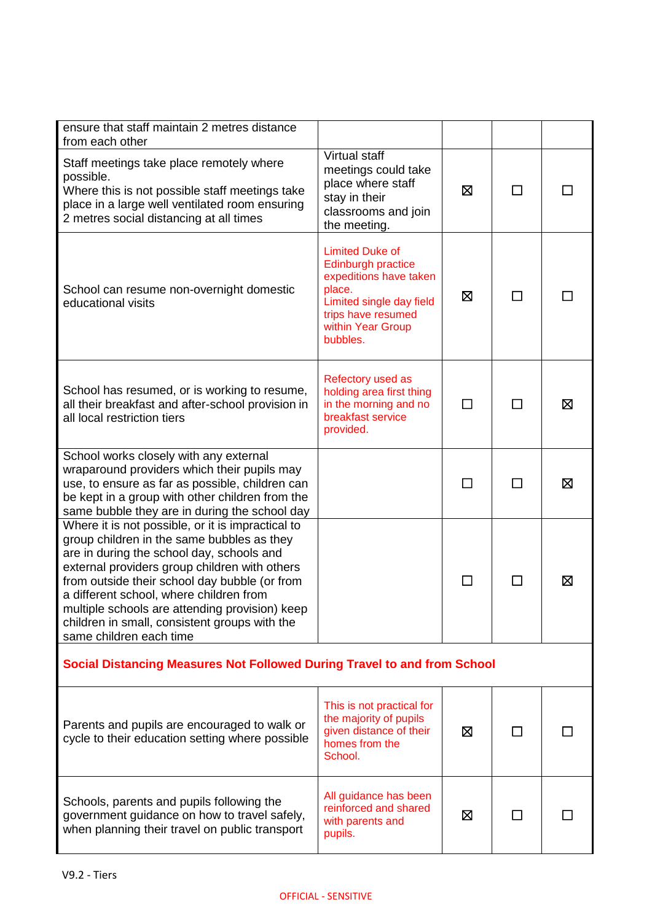| | | | | |
|---|---|---|---|---|
| ensure that staff maintain 2 metres distance from each other | | | | |
| Staff meetings take place remotely where possible.<br>Where this is not possible staff meetings take place in a large well ventilated room ensuring 2 metres social distancing at all times | Virtual staff meetings could take place where staff stay in their classrooms and join the meeting. | ☒ | ☐ | ☐ |
| School can resume non-overnight domestic educational visits | Limited Duke of Edinburgh practice expeditions have taken place.<br>Limited single day field trips have resumed within Year Group bubbles. | ☒ | ☐ | ☐ |
| School has resumed, or is working to resume, all their breakfast and after-school provision in all local restriction tiers | Refectory used as holding area first thing in the morning and no breakfast service provided. | ☐ | ☐ | ☒ |
| School works closely with any external wraparound providers which their pupils may use, to ensure as far as possible, children can be kept in a group with other children from the same bubble they are in during the school day | | ☐ | ☐ | ☒ |
| Where it is not possible, or it is impractical to group children in the same bubbles as they are in during the school day, schools and external providers group children with others from outside their school day bubble (or from a different school, where children from multiple schools are attending provision) keep children in small, consistent groups with the same children each time | | ☐ | ☐ | ☒ |
| **Social Distancing Measures Not Followed During Travel to and from School** | | | | |
| Parents and pupils are encouraged to walk or cycle to their education setting where possible | This is not practical for the majority of pupils given distance of their homes from the School. | ☒ | ☐ | ☐ |
| Schools, parents and pupils following the government guidance on how to travel safely, when planning their travel on public transport | All guidance has been reinforced and shared with parents and pupils. | ☒ | ☐ | ☐ |

V9.2 - Tiers

OFFICIAL - SENSITIVE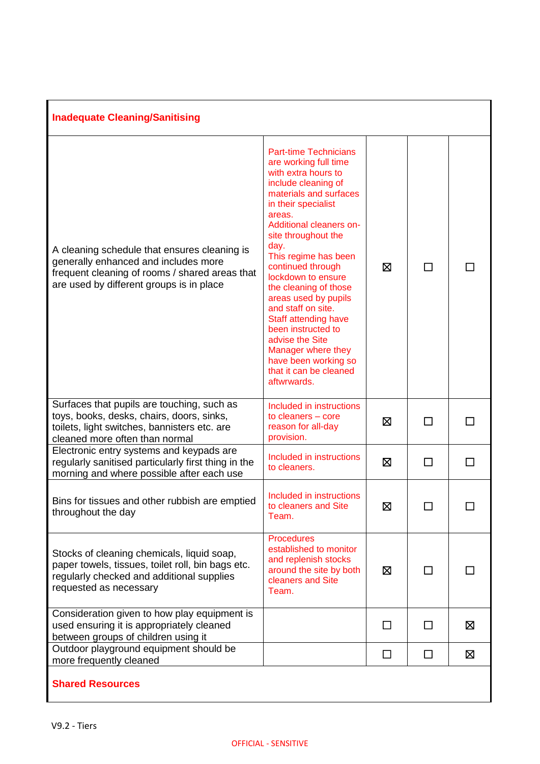| Inadequate Cleaning/Sanitising | | | | |
|---|---|---|---|---|
| A cleaning schedule that ensures cleaning is generally enhanced and includes more frequent cleaning of rooms / shared areas that are used by different groups is in place | Part-time Technicians are working full time with extra hours to include cleaning of materials and surfaces in their specialist areas. Additional cleaners on-site throughout the day. This regime has been continued through lockdown to ensure the cleaning of those areas used by pupils and staff on site. Staff attending have been instructed to advise the Site Manager where they have been working so that it can be cleaned aftwrwards. | ☒ | ☐ | ☐ |
| Surfaces that pupils are touching, such as toys, books, desks, chairs, doors, sinks, toilets, light switches, bannisters etc. are cleaned more often than normal | Included in instructions to cleaners – core reason for all-day provision. | ☒ | ☐ | ☐ |
| Electronic entry systems and keypads are regularly sanitised particularly first thing in the morning and where possible after each use | Included in instructions to cleaners. | ☒ | ☐ | ☐ |
| Bins for tissues and other rubbish are emptied throughout the day | Included in instructions to cleaners and Site Team. | ☒ | ☐ | ☐ |
| Stocks of cleaning chemicals, liquid soap, paper towels, tissues, toilet roll, bin bags etc. regularly checked and additional supplies requested as necessary | Procedures established to monitor and replenish stocks around the site by both cleaners and Site Team. | ☒ | ☐ | ☐ |
| Consideration given to how play equipment is used ensuring it is appropriately cleaned between groups of children using it | | ☐ | ☐ | ☒ |
| Outdoor playground equipment should be more frequently cleaned | | ☐ | ☐ | ☒ |
| **Shared Resources** | | | | |

V9.2 - Tiers

OFFICIAL - SENSITIVE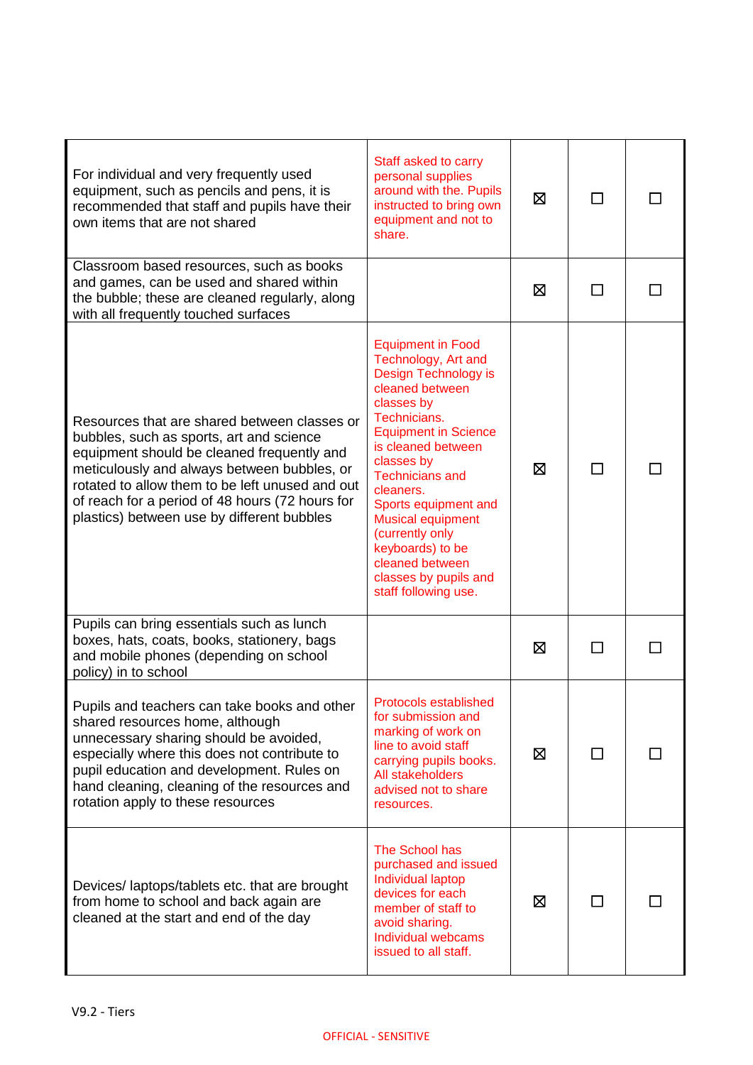| | | | | |
|---|---|---|---|---|
| For individual and very frequently used equipment, such as pencils and pens, it is recommended that staff and pupils have their own items that are not shared | Staff asked to carry personal supplies around with the. Pupils instructed to bring own equipment and not to share. | ☒ | ☐ | ☐ |
| Classroom based resources, such as books and games, can be used and shared within the bubble; these are cleaned regularly, along with all frequently touched surfaces | | ☒ | ☐ | ☐ |
| Resources that are shared between classes or bubbles, such as sports, art and science equipment should be cleaned frequently and meticulously and always between bubbles, or rotated to allow them to be left unused and out of reach for a period of 48 hours (72 hours for plastics) between use by different bubbles | Equipment in Food Technology, Art and Design Technology is cleaned between classes by Technicians. Equipment in Science is cleaned between classes by Technicians and cleaners. Sports equipment and Musical equipment (currently only keyboards) to be cleaned between classes by pupils and staff following use. | ☒ | ☐ | ☐ |
| Pupils can bring essentials such as lunch boxes, hats, coats, books, stationery, bags and mobile phones (depending on school policy) in to school | | ☒ | ☐ | ☐ |
| Pupils and teachers can take books and other shared resources home, although unnecessary sharing should be avoided, especially where this does not contribute to pupil education and development. Rules on hand cleaning, cleaning of the resources and rotation apply to these resources | Protocols established for submission and marking of work on line to avoid staff carrying pupils books. All stakeholders advised not to share resources. | ☒ | ☐ | ☐ |
| Devices/ laptops/tablets etc. that are brought from home to school and back again are cleaned at the start and end of the day | The School has purchased and issued Individual laptop devices for each member of staff to avoid sharing. Individual webcams issued to all staff. | ☒ | ☐ | ☐ |

V9.2 - Tiers

OFFICIAL - SENSITIVE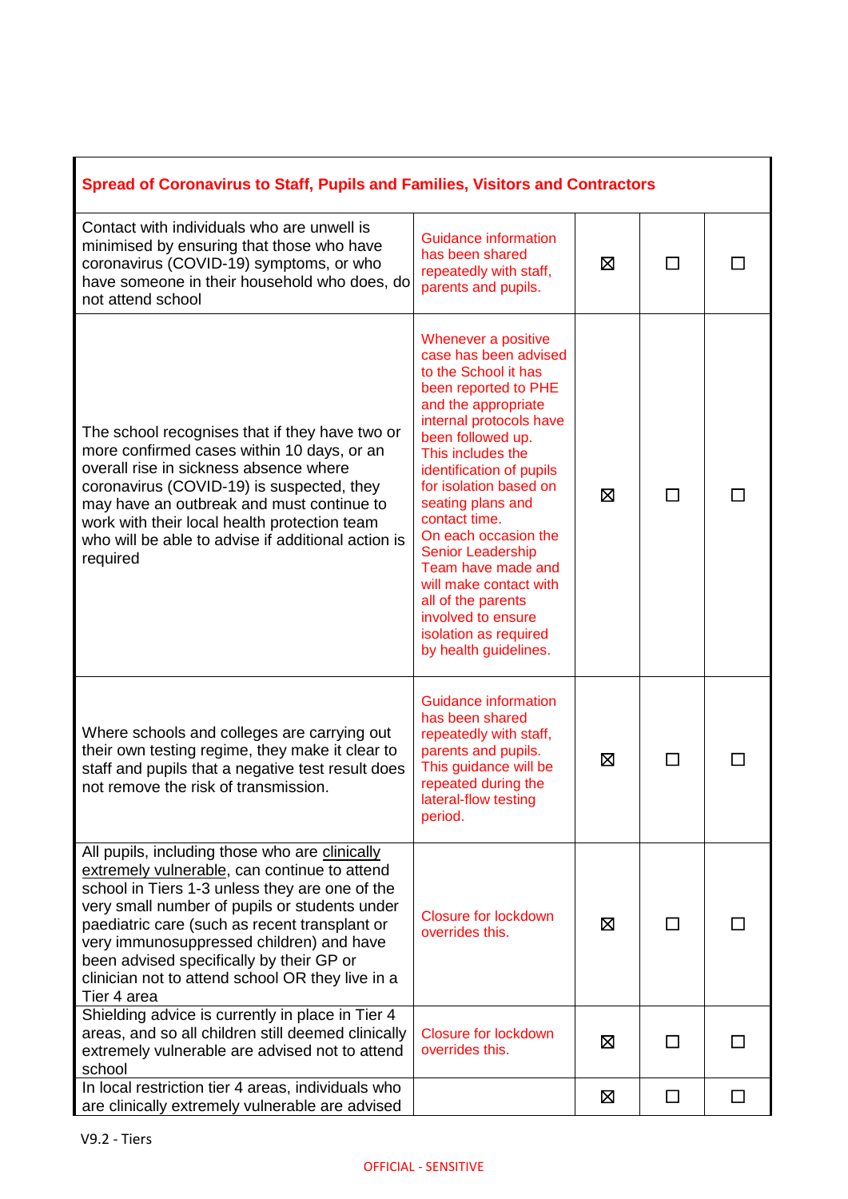| Spread of Coronavirus to Staff, Pupils and Families, Visitors and Contractors | | | | |
|---|---|---|---|---|
| Contact with individuals who are unwell is minimised by ensuring that those who have coronavirus (COVID-19) symptoms, or who have someone in their household who does, do not attend school | Guidance information has been shared repeatedly with staff, parents and pupils. | ☒ | ☐ | ☐ |
| The school recognises that if they have two or more confirmed cases within 10 days, or an overall rise in sickness absence where coronavirus (COVID-19) is suspected, they may have an outbreak and must continue to work with their local health protection team who will be able to advise if additional action is required | Whenever a positive case has been advised to the School it has been reported to PHE and the appropriate internal protocols have been followed up. This includes the identification of pupils for isolation based on seating plans and contact time. On each occasion the Senior Leadership Team have made and will make contact with all of the parents involved to ensure isolation as required by health guidelines. | ☒ | ☐ | ☐ |
| Where schools and colleges are carrying out their own testing regime, they make it clear to staff and pupils that a negative test result does not remove the risk of transmission. | Guidance information has been shared repeatedly with staff, parents and pupils. This guidance will be repeated during the lateral-flow testing period. | ☒ | ☐ | ☐ |
| All pupils, including those who are clinically extremely vulnerable, can continue to attend school in Tiers 1-3 unless they are one of the very small number of pupils or students under paediatric care (such as recent transplant or very immunosuppressed children) and have been advised specifically by their GP or clinician not to attend school OR they live in a Tier 4 area | Closure for lockdown overrides this. | ☒ | ☐ | ☐ |
| Shielding advice is currently in place in Tier 4 areas, and so all children still deemed clinically extremely vulnerable are advised not to attend school | Closure for lockdown overrides this. | ☒ | ☐ | ☐ |
| In local restriction tier 4 areas, individuals who are clinically extremely vulnerable are advised | | ☒ | ☐ | ☐ |

V9.2 - Tiers

OFFICIAL - SENSITIVE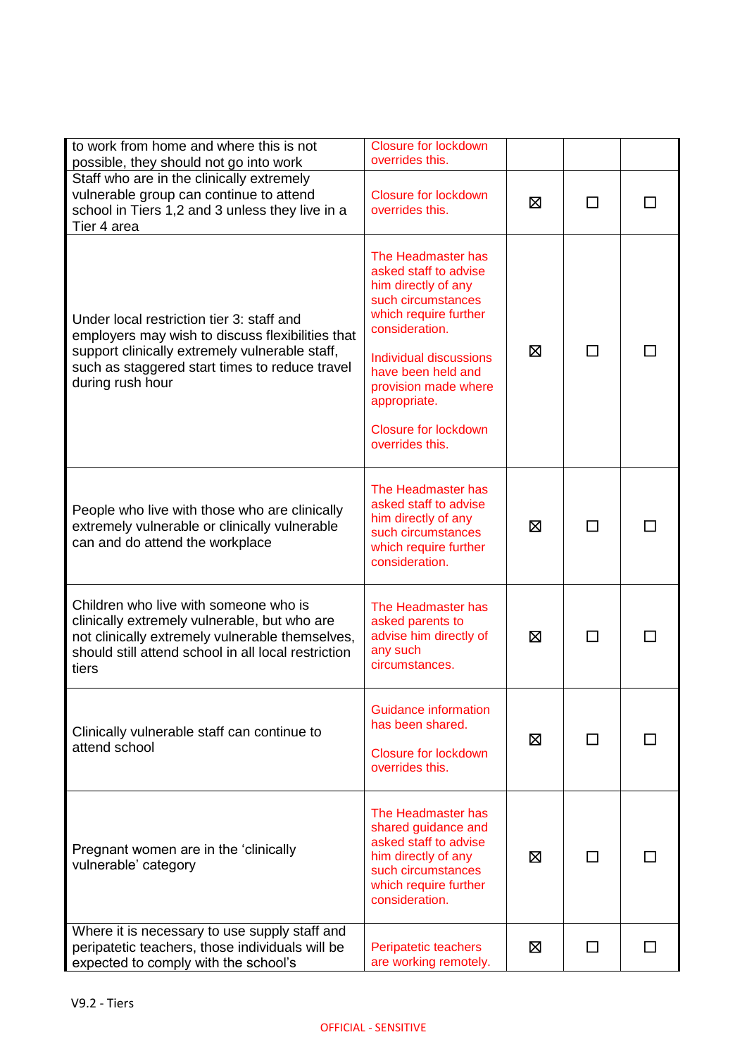| | | | | |
|---|---|---|---|---|
| to work from home and where this is not possible, they should not go into work | Closure for lockdown overrides this. | | | |
| Staff who are in the clinically extremely vulnerable group can continue to attend school in Tiers 1,2 and 3 unless they live in a Tier 4 area | Closure for lockdown overrides this. | ☒ | ☐ | ☐ |
| Under local restriction tier 3: staff and employers may wish to discuss flexibilities that support clinically extremely vulnerable staff, such as staggered start times to reduce travel during rush hour | The Headmaster has asked staff to advise him directly of any such circumstances which require further consideration.<br><br>Individual discussions have been held and provision made where appropriate.<br><br>Closure for lockdown overrides this. | ☒ | ☐ | ☐ |
| People who live with those who are clinically extremely vulnerable or clinically vulnerable can and do attend the workplace | The Headmaster has asked staff to advise him directly of any such circumstances which require further consideration. | ☒ | ☐ | ☐ |
| Children who live with someone who is clinically extremely vulnerable, but who are not clinically extremely vulnerable themselves, should still attend school in all local restriction tiers | The Headmaster has asked parents to advise him directly of any such circumstances. | ☒ | ☐ | ☐ |
| Clinically vulnerable staff can continue to attend school | Guidance information has been shared.<br><br>Closure for lockdown overrides this. | ☒ | ☐ | ☐ |
| Pregnant women are in the 'clinically vulnerable' category | The Headmaster has shared guidance and asked staff to advise him directly of any such circumstances which require further consideration. | ☒ | ☐ | ☐ |
| Where it is necessary to use supply staff and peripatetic teachers, those individuals will be expected to comply with the school's | Peripatetic teachers are working remotely. | ☒ | ☐ | ☐ |

V9.2 - Tiers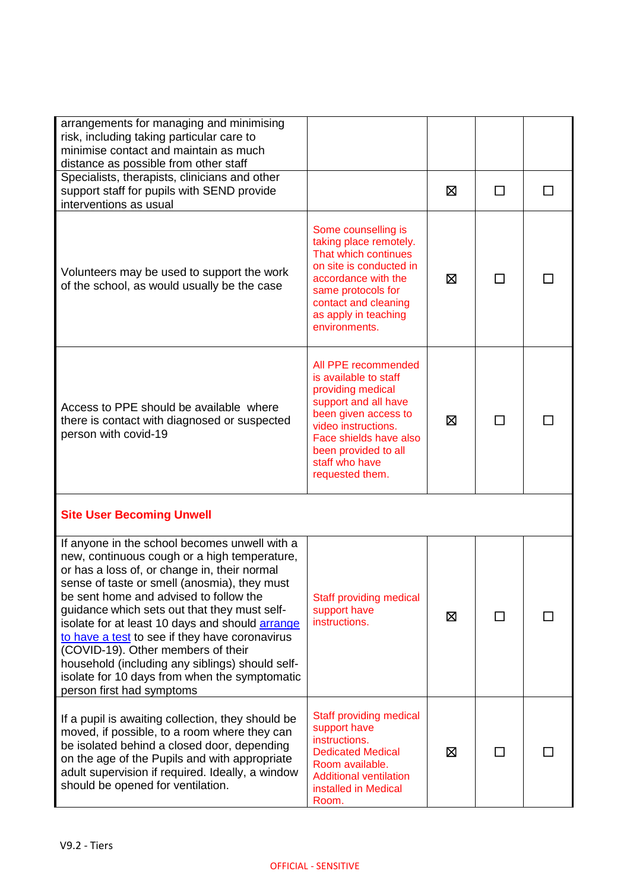| | | | | |
|---|---|---|---|---|
| arrangements for managing and minimising risk, including taking particular care to minimise contact and maintain as much distance as possible from other staff | | | | |
| Specialists, therapists, clinicians and other support staff for pupils with SEND provide interventions as usual | | ☒ | ☐ | ☐ |
| Volunteers may be used to support the work of the school, as would usually be the case | Some counselling is taking place remotely. That which continues on site is conducted in accordance with the same protocols for contact and cleaning as apply in teaching environments. | ☒ | ☐ | ☐ |
| Access to PPE should be available where there is contact with diagnosed or suspected person with covid-19 | All PPE recommended is available to staff providing medical support and all have been given access to video instructions. Face shields have also been provided to all staff who have requested them. | ☒ | ☐ | ☐ |
| **Site User Becoming Unwell** | | | | |
| If anyone in the school becomes unwell with a new, continuous cough or a high temperature, or has a loss of, or change in, their normal sense of taste or smell (anosmia), they must be sent home and advised to follow the guidance which sets out that they must self-isolate for at least 10 days and should arrange to have a test to see if they have coronavirus (COVID-19). Other members of their household (including any siblings) should self-isolate for 10 days from when the symptomatic person first had symptoms | Staff providing medical support have instructions. | ☒ | ☐ | ☐ |
| If a pupil is awaiting collection, they should be moved, if possible, to a room where they can be isolated behind a closed door, depending on the age of the Pupils and with appropriate adult supervision if required. Ideally, a window should be opened for ventilation. | Staff providing medical support have instructions. Dedicated Medical Room available. Additional ventilation installed in Medical Room. | ☒ | ☐ | ☐ |

V9.2 - Tiers

OFFICIAL - SENSITIVE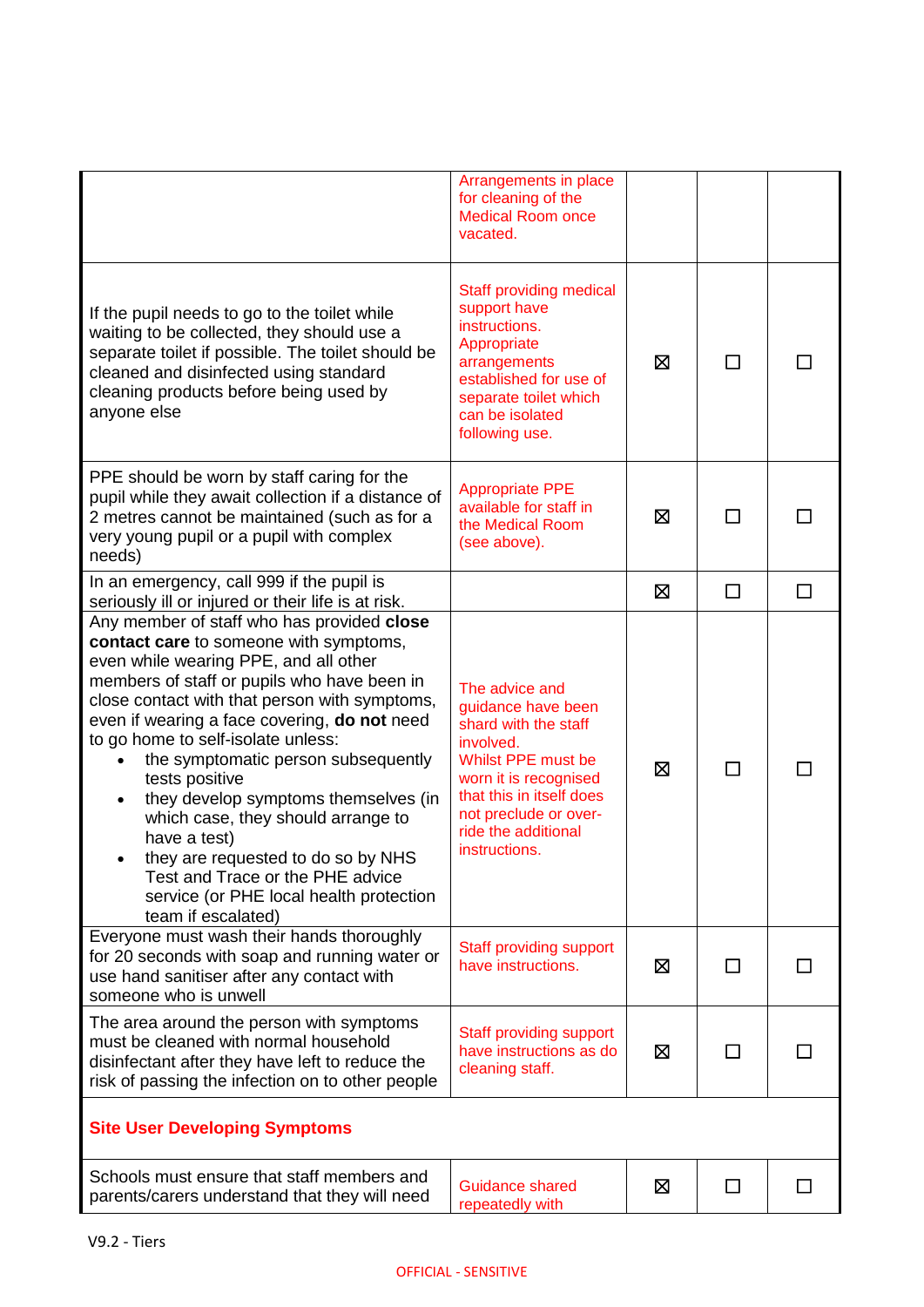| | | | | |
|---|---|---|---|---|
| | Arrangements in place for cleaning of the Medical Room once vacated. | | | |
| If the pupil needs to go to the toilet while waiting to be collected, they should use a separate toilet if possible. The toilet should be cleaned and disinfected using standard cleaning products before being used by anyone else | Staff providing medical support have instructions. Appropriate arrangements established for use of separate toilet which can be isolated following use. | ☒ | ☐ | ☐ |
| PPE should be worn by staff caring for the pupil while they await collection if a distance of 2 metres cannot be maintained (such as for a very young pupil or a pupil with complex needs) | Appropriate PPE available for staff in the Medical Room (see above). | ☒ | ☐ | ☐ |
| In an emergency, call 999 if the pupil is seriously ill or injured or their life is at risk. | | ☒ | ☐ | ☐ |
| Any member of staff who has provided **close contact care** to someone with symptoms, even while wearing PPE, and all other members of staff or pupils who have been in close contact with that person with symptoms, even if wearing a face covering, **do not** need to go home to self-isolate unless:<br>• the symptomatic person subsequently tests positive<br>• they develop symptoms themselves (in which case, they should arrange to have a test)<br>• they are requested to do so by NHS Test and Trace or the PHE advice service (or PHE local health protection team if escalated) | The advice and guidance have been shard with the staff involved.<br>Whilst PPE must be worn it is recognised that this in itself does not preclude or over-ride the additional instructions. | ☒ | ☐ | ☐ |
| Everyone must wash their hands thoroughly for 20 seconds with soap and running water or use hand sanitiser after any contact with someone who is unwell | Staff providing support have instructions. | ☒ | ☐ | ☐ |
| The area around the person with symptoms must be cleaned with normal household disinfectant after they have left to reduce the risk of passing the infection on to other people | Staff providing support have instructions as do cleaning staff. | ☒ | ☐ | ☐ |
| **Site User Developing Symptoms** | | | | |
| Schools must ensure that staff members and parents/carers understand that they will need | Guidance shared repeatedly with | ☒ | ☐ | ☐ |

V9.2 - Tiers

OFFICIAL - SENSITIVE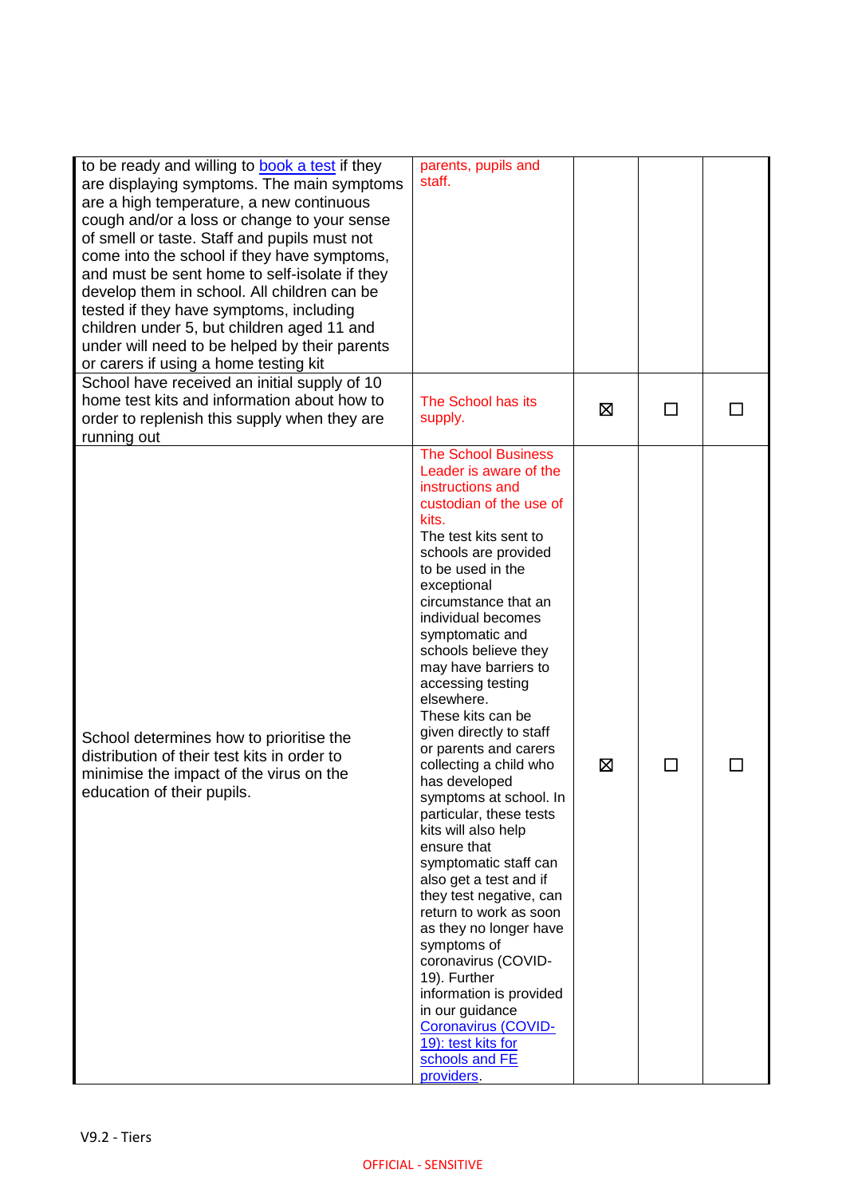| | | | | |
|---|---|---|---|---|
| to be ready and willing to [book a test] if they are displaying symptoms. The main symptoms are a high temperature, a new continuous cough and/or a loss or change to your sense of smell or taste. Staff and pupils must not come into the school if they have symptoms, and must be sent home to self-isolate if they develop them in school. All children can be tested if they have symptoms, including children under 5, but children aged 11 and under will need to be helped by their parents or carers if using a home testing kit | parents, pupils and staff. | | | |
| School have received an initial supply of 10 home test kits and information about how to order to replenish this supply when they are running out | The School has its supply. | ☒ | ☐ | ☐ |
| School determines how to prioritise the distribution of their test kits in order to minimise the impact of the virus on the education of their pupils. | The School Business Leader is aware of the instructions and custodian of the use of kits. The test kits sent to schools are provided to be used in the exceptional circumstance that an individual becomes symptomatic and schools believe they may have barriers to accessing testing elsewhere. These kits can be given directly to staff or parents and carers collecting a child who has developed symptoms at school. In particular, these tests kits will also help ensure that symptomatic staff can also get a test and if they test negative, can return to work as soon as they no longer have symptoms of coronavirus (COVID-19). Further information is provided in our guidance [Coronavirus (COVID-19): test kits for schools and FE providers]. | ☒ | ☐ | ☐ |

V9.2 - Tiers

OFFICIAL - SENSITIVE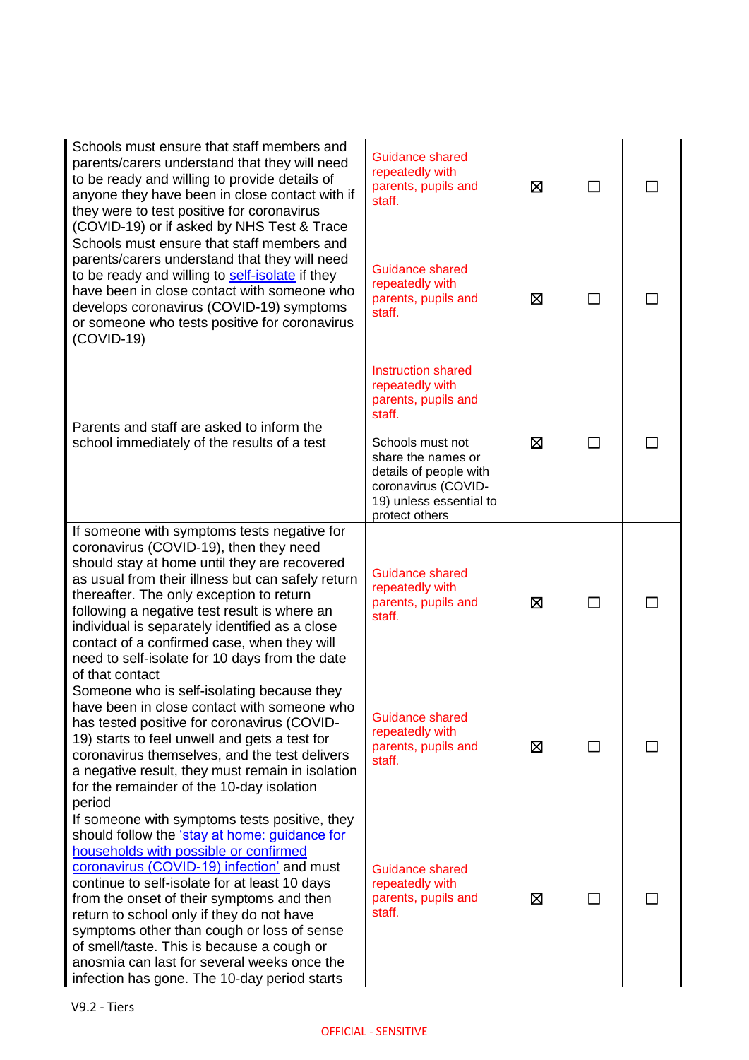| | | | | |
|---|---|---|---|---|
| Schools must ensure that staff members and parents/carers understand that they will need to be ready and willing to provide details of anyone they have been in close contact with if they were to test positive for coronavirus (COVID-19) or if asked by NHS Test & Trace | Guidance shared repeatedly with parents, pupils and staff. | ☒ | ☐ | ☐ |
| Schools must ensure that staff members and parents/carers understand that they will need to be ready and willing to [self-isolate]() if they have been in close contact with someone who develops coronavirus (COVID-19) symptoms or someone who tests positive for coronavirus (COVID-19) | Guidance shared repeatedly with parents, pupils and staff. | ☒ | ☐ | ☐ |
| Parents and staff are asked to inform the school immediately of the results of a test | Instruction shared repeatedly with parents, pupils and staff.<br><br>Schools must not share the names or details of people with coronavirus (COVID-19) unless essential to protect others | ☒ | ☐ | ☐ |
| If someone with symptoms tests negative for coronavirus (COVID-19), then they need should stay at home until they are recovered as usual from their illness but can safely return thereafter. The only exception to return following a negative test result is where an individual is separately identified as a close contact of a confirmed case, when they will need to self-isolate for 10 days from the date of that contact | Guidance shared repeatedly with parents, pupils and staff. | ☒ | ☐ | ☐ |
| Someone who is self-isolating because they have been in close contact with someone who has tested positive for coronavirus (COVID-19) starts to feel unwell and gets a test for coronavirus themselves, and the test delivers a negative result, they must remain in isolation for the remainder of the 10-day isolation period | Guidance shared repeatedly with parents, pupils and staff. | ☒ | ☐ | ☐ |
| If someone with symptoms tests positive, they should follow the ['stay at home: guidance for households with possible or confirmed coronavirus (COVID-19) infection']() and must continue to self-isolate for at least 10 days from the onset of their symptoms and then return to school only if they do not have symptoms other than cough or loss of sense of smell/taste. This is because a cough or anosmia can last for several weeks once the infection has gone. The 10-day period starts | Guidance shared repeatedly with parents, pupils and staff. | ☒ | ☐ | ☐ |

V9.2 - Tiers

OFFICIAL - SENSITIVE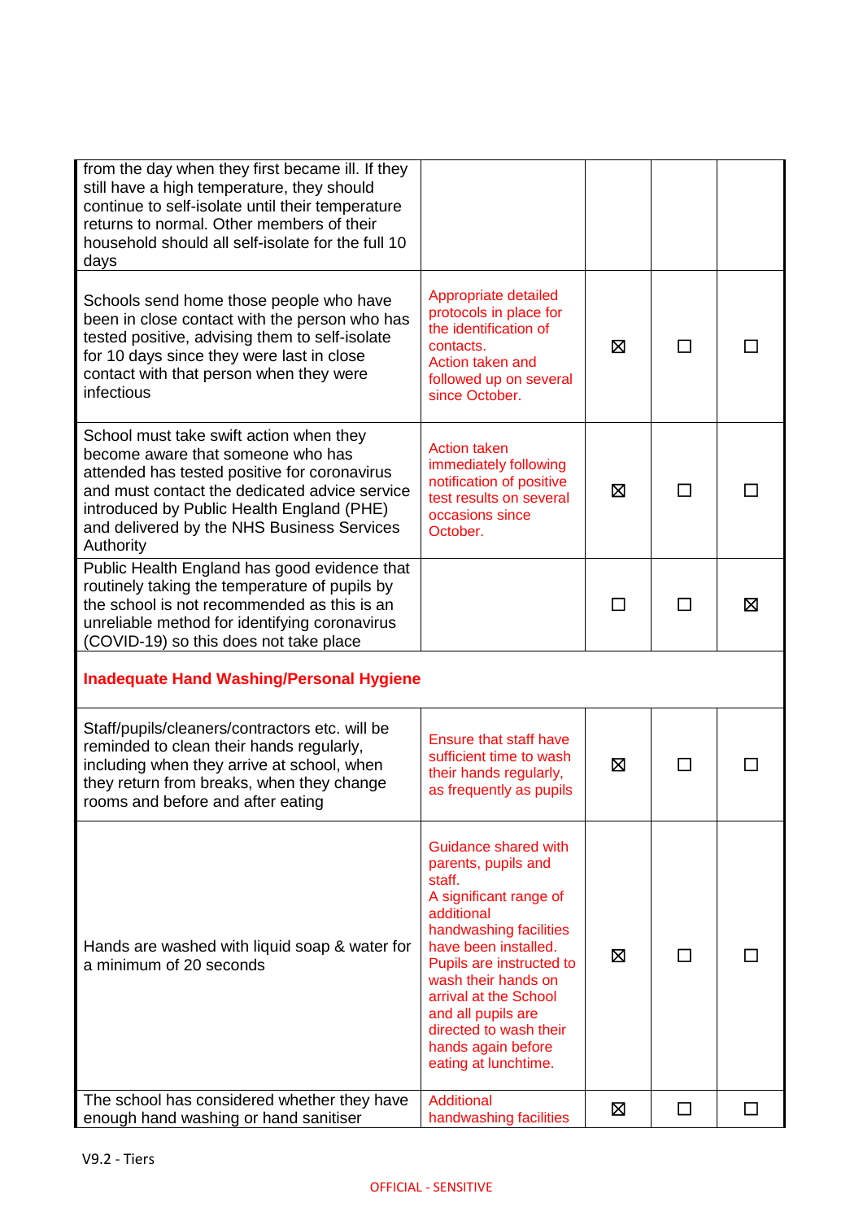| | | | | |
|---|---|---|---|---|
| from the day when they first became ill. If they still have a high temperature, they should continue to self-isolate until their temperature returns to normal. Other members of their household should all self-isolate for the full 10 days | | | | |
| Schools send home those people who have been in close contact with the person who has tested positive, advising them to self-isolate for 10 days since they were last in close contact with that person when they were infectious | Appropriate detailed protocols in place for the identification of contacts. Action taken and followed up on several since October. | ☒ | ☐ | ☐ |
| School must take swift action when they become aware that someone who has attended has tested positive for coronavirus and must contact the dedicated advice service introduced by Public Health England (PHE) and delivered by the NHS Business Services Authority | Action taken immediately following notification of positive test results on several occasions since October. | ☒ | ☐ | ☐ |
| Public Health England has good evidence that routinely taking the temperature of pupils by the school is not recommended as this is an unreliable method for identifying coronavirus (COVID-19) so this does not take place | | ☐ | ☐ | ☒ |
| **Inadequate Hand Washing/Personal Hygiene** | | | | |
| Staff/pupils/cleaners/contractors etc. will be reminded to clean their hands regularly, including when they arrive at school, when they return from breaks, when they change rooms and before and after eating | Ensure that staff have sufficient time to wash their hands regularly, as frequently as pupils | ☒ | ☐ | ☐ |
| Hands are washed with liquid soap & water for a minimum of 20 seconds | Guidance shared with parents, pupils and staff. A significant range of additional handwashing facilities have been installed. Pupils are instructed to wash their hands on arrival at the School and all pupils are directed to wash their hands again before eating at lunchtime. | ☒ | ☐ | ☐ |
| The school has considered whether they have enough hand washing or hand sanitiser | Additional handwashing facilities | ☒ | ☐ | ☐ |

V9.2 - Tiers

OFFICIAL - SENSITIVE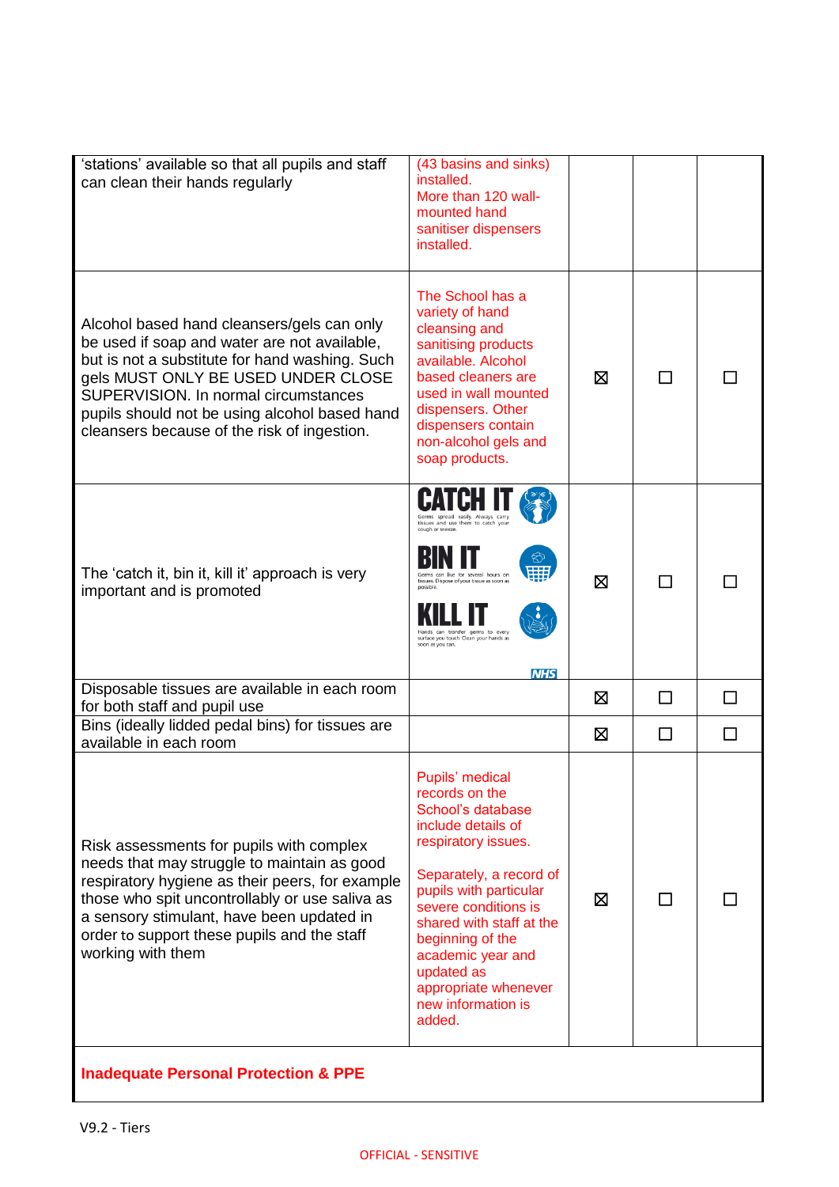| | | | | |
|---|---|---|---|---|
| 'stations' available so that all pupils and staff can clean their hands regularly | (43 basins and sinks) installed. More than 120 wall-mounted hand sanitiser dispensers installed. | | | |
| Alcohol based hand cleansers/gels can only be used if soap and water are not available, but is not a substitute for hand washing. Such gels MUST ONLY BE USED UNDER CLOSE SUPERVISION. In normal circumstances pupils should not be using alcohol based hand cleansers because of the risk of ingestion. | The School has a variety of hand cleansing and sanitising products available. Alcohol based cleaners are used in wall mounted dispensers. Other dispensers contain non-alcohol gels and soap products. | ☒ | ☐ | ☐ |
| The 'catch it, bin it, kill it' approach is very important and is promoted | CATCH IT Germs spread easily. Always carry tissues and use them to catch your cough or sneeze. BIN IT Germs can live for several hours on tissues. Dispose of your tissue as soon as possible. KILL IT Hands can transfer germs to every surface you touch. Clean your hands as soon as you can. NHS | ☒ | ☐ | ☐ |
| Disposable tissues are available in each room for both staff and pupil use | | ☒ | ☐ | ☐ |
| Bins (ideally lidded pedal bins) for tissues are available in each room | | ☒ | ☐ | ☐ |
| Risk assessments for pupils with complex needs that may struggle to maintain as good respiratory hygiene as their peers, for example those who spit uncontrollably or use saliva as a sensory stimulant, have been updated in order to support these pupils and the staff working with them | Pupils' medical records on the School's database include details of respiratory issues.<br><br>Separately, a record of pupils with particular severe conditions is shared with staff at the beginning of the academic year and updated as appropriate whenever new information is added. | ☒ | ☐ | ☐ |
| **Inadequate Personal Protection & PPE** | | | | |

V9.2 - Tiers

OFFICIAL - SENSITIVE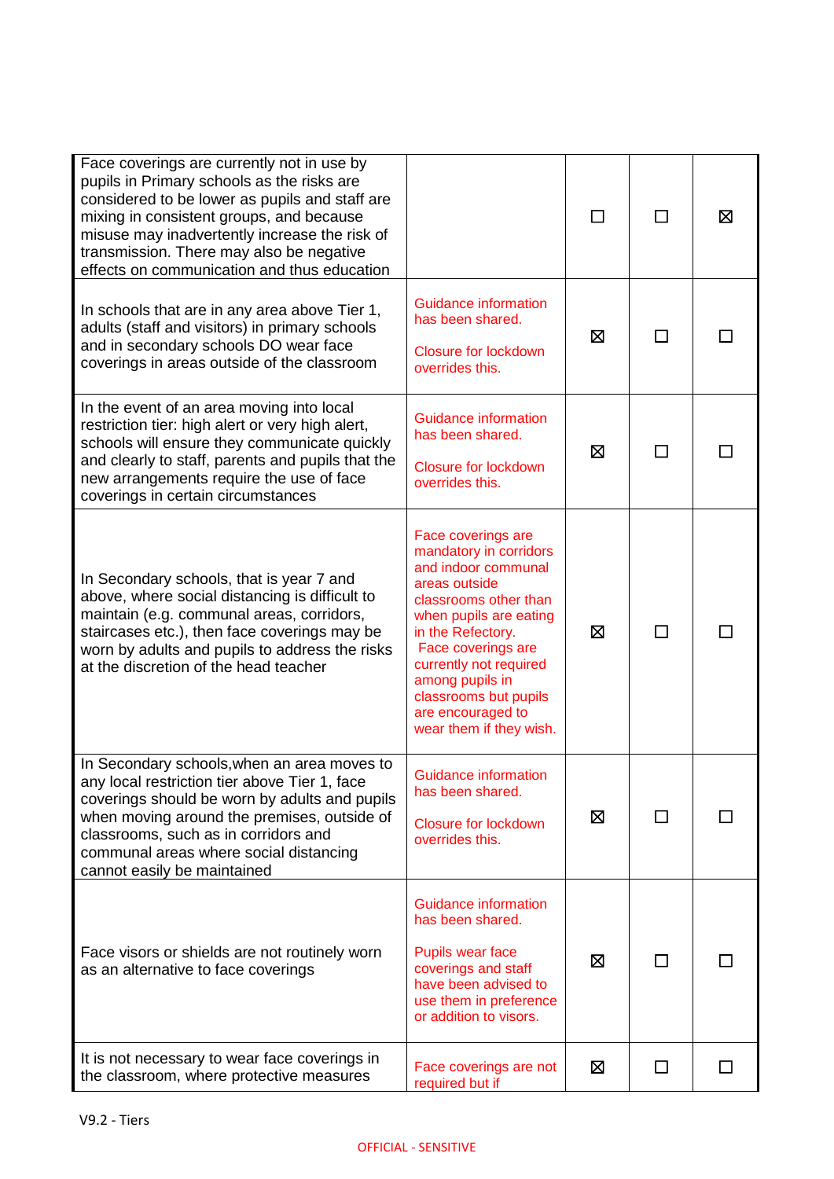| | | | | |
|---|---|---|---|---|
| Face coverings are currently not in use by pupils in Primary schools as the risks are considered to be lower as pupils and staff are mixing in consistent groups, and because misuse may inadvertently increase the risk of transmission. There may also be negative effects on communication and thus education | | ☐ | ☐ | ☒ |
| In schools that are in any area above Tier 1, adults (staff and visitors) in primary schools and in secondary schools DO wear face coverings in areas outside of the classroom | Guidance information has been shared.<br><br>Closure for lockdown overrides this. | ☒ | ☐ | ☐ |
| In the event of an area moving into local restriction tier: high alert or very high alert, schools will ensure they communicate quickly and clearly to staff, parents and pupils that the new arrangements require the use of face coverings in certain circumstances | Guidance information has been shared.<br><br>Closure for lockdown overrides this. | ☒ | ☐ | ☐ |
| In Secondary schools, that is year 7 and above, where social distancing is difficult to maintain (e.g. communal areas, corridors, staircases etc.), then face coverings may be worn by adults and pupils to address the risks at the discretion of the head teacher | Face coverings are mandatory in corridors and indoor communal areas outside classrooms other than when pupils are eating in the Refectory. Face coverings are currently not required among pupils in classrooms but pupils are encouraged to wear them if they wish. | ☒ | ☐ | ☐ |
| In Secondary schools,when an area moves to any local restriction tier above Tier 1, face coverings should be worn by adults and pupils when moving around the premises, outside of classrooms, such as in corridors and communal areas where social distancing cannot easily be maintained | Guidance information has been shared.<br><br>Closure for lockdown overrides this. | ☒ | ☐ | ☐ |
| Face visors or shields are not routinely worn as an alternative to face coverings | Guidance information has been shared.<br><br>Pupils wear face coverings and staff have been advised to use them in preference or addition to visors. | ☒ | ☐ | ☐ |
| It is not necessary to wear face coverings in the classroom, where protective measures | Face coverings are not required but if | ☒ | ☐ | ☐ |

V9.2 - Tiers

OFFICIAL - SENSITIVE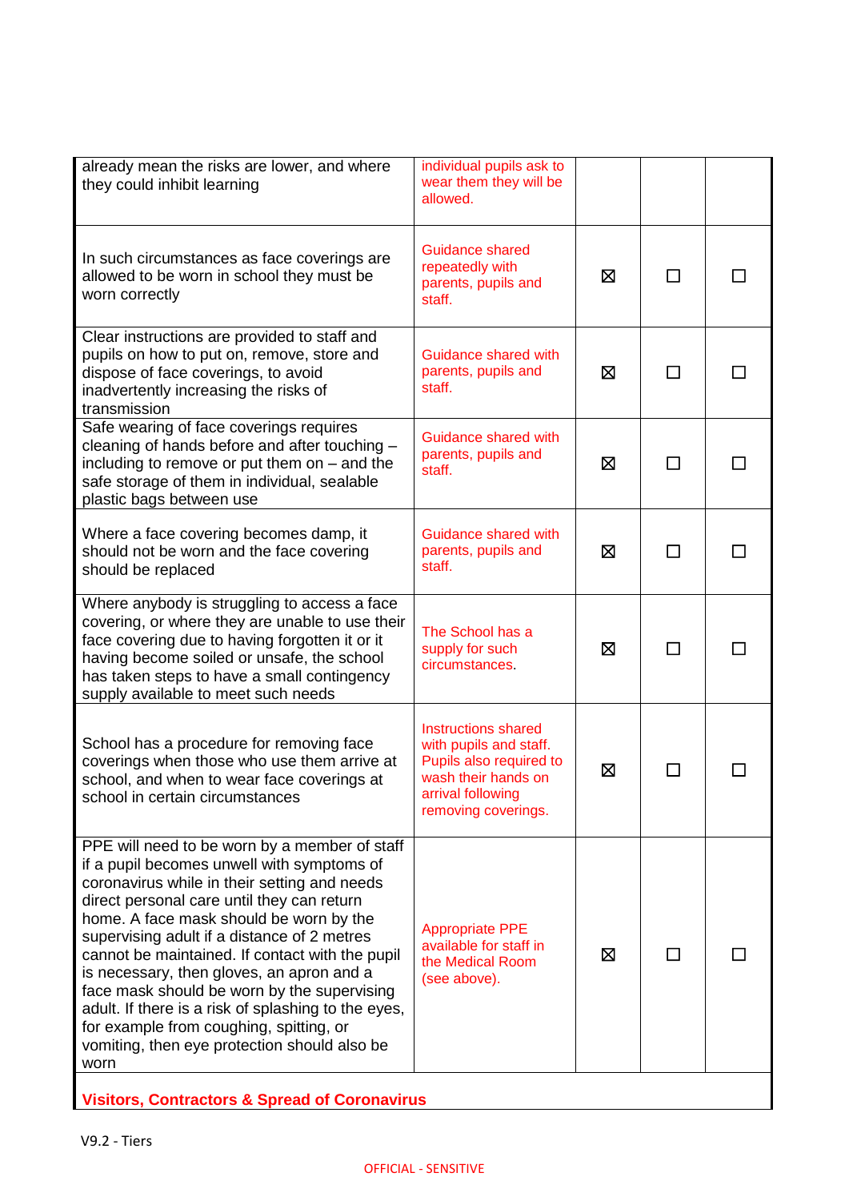| | | | | |
|---|---|---|---|---|
| already mean the risks are lower, and where they could inhibit learning | individual pupils ask to wear them they will be allowed. | | | |
| In such circumstances as face coverings are allowed to be worn in school they must be worn correctly | Guidance shared repeatedly with parents, pupils and staff. | ☒ | ☐ | ☐ |
| Clear instructions are provided to staff and pupils on how to put on, remove, store and dispose of face coverings, to avoid inadvertently increasing the risks of transmission | Guidance shared with parents, pupils and staff. | ☒ | ☐ | ☐ |
| Safe wearing of face coverings requires cleaning of hands before and after touching – including to remove or put them on – and the safe storage of them in individual, sealable plastic bags between use | Guidance shared with parents, pupils and staff. | ☒ | ☐ | ☐ |
| Where a face covering becomes damp, it should not be worn and the face covering should be replaced | Guidance shared with parents, pupils and staff. | ☒ | ☐ | ☐ |
| Where anybody is struggling to access a face covering, or where they are unable to use their face covering due to having forgotten it or it having become soiled or unsafe, the school has taken steps to have a small contingency supply available to meet such needs | The School has a supply for such circumstances. | ☒ | ☐ | ☐ |
| School has a procedure for removing face coverings when those who use them arrive at school, and when to wear face coverings at school in certain circumstances | Instructions shared with pupils and staff. Pupils also required to wash their hands on arrival following removing coverings. | ☒ | ☐ | ☐ |
| PPE will need to be worn by a member of staff if a pupil becomes unwell with symptoms of coronavirus while in their setting and needs direct personal care until they can return home. A face mask should be worn by the supervising adult if a distance of 2 metres cannot be maintained. If contact with the pupil is necessary, then gloves, an apron and a face mask should be worn by the supervising adult. If there is a risk of splashing to the eyes, for example from coughing, spitting, or vomiting, then eye protection should also be worn | Appropriate PPE available for staff in the Medical Room (see above). | ☒ | ☐ | ☐ |

**Visitors, Contractors & Spread of Coronavirus**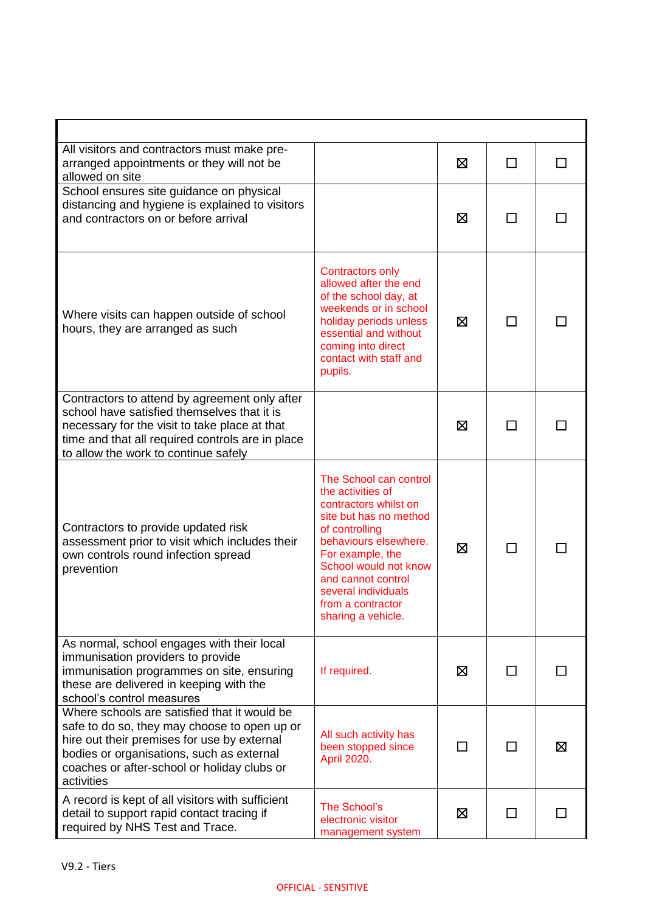| | | | | |
|---|---|---|---|---|
| All visitors and contractors must make pre-arranged appointments or they will not be allowed on site | | ☒ | ☐ | ☐ |
| School ensures site guidance on physical distancing and hygiene is explained to visitors and contractors on or before arrival | | ☒ | ☐ | ☐ |
| Where visits can happen outside of school hours, they are arranged as such | Contractors only allowed after the end of the school day, at weekends or in school holiday periods unless essential and without coming into direct contact with staff and pupils. | ☒ | ☐ | ☐ |
| Contractors to attend by agreement only after school have satisfied themselves that it is necessary for the visit to take place at that time and that all required controls are in place to allow the work to continue safely | | ☒ | ☐ | ☐ |
| Contractors to provide updated risk assessment prior to visit which includes their own controls round infection spread prevention | The School can control the activities of contractors whilst on site but has no method of controlling behaviours elsewhere. For example, the School would not know and cannot control several individuals from a contractor sharing a vehicle. | ☒ | ☐ | ☐ |
| As normal, school engages with their local immunisation providers to provide immunisation programmes on site, ensuring these are delivered in keeping with the school's control measures | If required. | ☒ | ☐ | ☐ |
| Where schools are satisfied that it would be safe to do so, they may choose to open up or hire out their premises for use by external bodies or organisations, such as external coaches or after-school or holiday clubs or activities | All such activity has been stopped since April 2020. | ☐ | ☐ | ☒ |
| A record is kept of all visitors with sufficient detail to support rapid contact tracing if required by NHS Test and Trace. | The School's electronic visitor management system | ☒ | ☐ | ☐ |

V9.2 - Tiers

OFFICIAL - SENSITIVE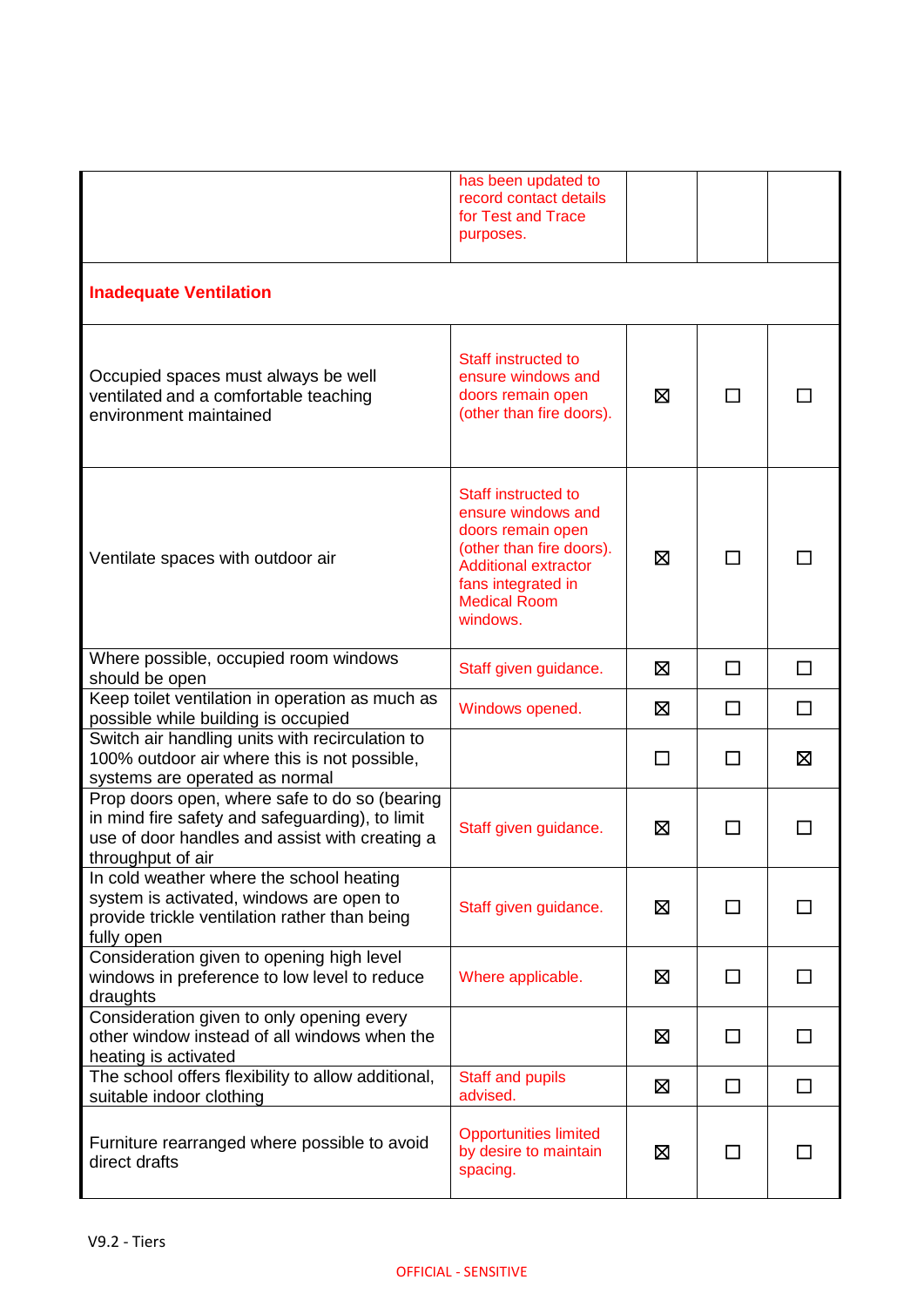| | | | | |
|---|---|---|---|---|
| | has been updated to record contact details for Test and Trace purposes. | | | |
| **Inadequate Ventilation** | | | | |
| Occupied spaces must always be well ventilated and a comfortable teaching environment maintained | Staff instructed to ensure windows and doors remain open (other than fire doors). | ☒ | ☐ | ☐ |
| Ventilate spaces with outdoor air | Staff instructed to ensure windows and doors remain open (other than fire doors). Additional extractor fans integrated in Medical Room windows. | ☒ | ☐ | ☐ |
| Where possible, occupied room windows should be open | Staff given guidance. | ☒ | ☐ | ☐ |
| Keep toilet ventilation in operation as much as possible while building is occupied | Windows opened. | ☒ | ☐ | ☐ |
| Switch air handling units with recirculation to 100% outdoor air where this is not possible, systems are operated as normal | | ☐ | ☐ | ☒ |
| Prop doors open, where safe to do so (bearing in mind fire safety and safeguarding), to limit use of door handles and assist with creating a throughput of air | Staff given guidance. | ☒ | ☐ | ☐ |
| In cold weather where the school heating system is activated, windows are open to provide trickle ventilation rather than being fully open | Staff given guidance. | ☒ | ☐ | ☐ |
| Consideration given to opening high level windows in preference to low level to reduce draughts | Where applicable. | ☒ | ☐ | ☐ |
| Consideration given to only opening every other window instead of all windows when the heating is activated | | ☒ | ☐ | ☐ |
| The school offers flexibility to allow additional, suitable indoor clothing | Staff and pupils advised. | ☒ | ☐ | ☐ |
| Furniture rearranged where possible to avoid direct drafts | Opportunities limited by desire to maintain spacing. | ☒ | ☐ | ☐ |

V9.2 - Tiers

OFFICIAL - SENSITIVE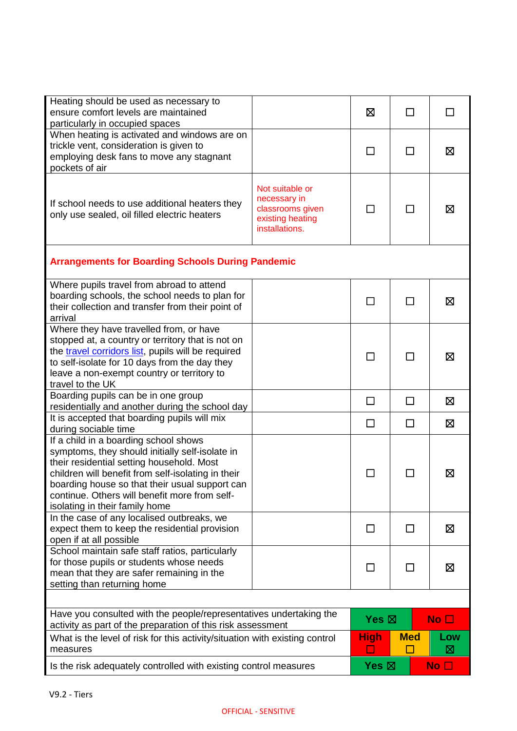| | | | | |
|---|---|---|---|---|
| Heating should be used as necessary to ensure comfort levels are maintained particularly in occupied spaces | | ☒ | ☐ | ☐ |
| When heating is activated and windows are on trickle vent, consideration is given to employing desk fans to move any stagnant pockets of air | | ☐ | ☐ | ☒ |
| If school needs to use additional heaters they only use sealed, oil filled electric heaters | Not suitable or necessary in classrooms given existing heating installations. | ☐ | ☐ | ☒ |
| **Arrangements for Boarding Schools During Pandemic** | | | | |
| Where pupils travel from abroad to attend boarding schools, the school needs to plan for their collection and transfer from their point of arrival | | ☐ | ☐ | ☒ |
| Where they have travelled from, or have stopped at, a country or territory that is not on the travel corridors list, pupils will be required to self-isolate for 10 days from the day they leave a non-exempt country or territory to travel to the UK | | ☐ | ☐ | ☒ |
| Boarding pupils can be in one group residentially and another during the school day | | ☐ | ☐ | ☒ |
| It is accepted that boarding pupils will mix during sociable time | | ☐ | ☐ | ☒ |
| If a child in a boarding school shows symptoms, they should initially self-isolate in their residential setting household. Most children will benefit from self-isolating in their boarding house so that their usual support can continue. Others will benefit more from self-isolating in their family home | | ☐ | ☐ | ☒ |
| In the case of any localised outbreaks, we expect them to keep the residential provision open if at all possible | | ☐ | ☐ | ☒ |
| School maintain safe staff ratios, particularly for those pupils or students whose needs mean that they are safer remaining in the setting than returning home | | ☐ | ☐ | ☒ |

| | | | |
|---|---|---|---|
| Have you consulted with the people/representatives undertaking the activity as part of the preparation of this risk assessment | Yes ☒ | | No ☐ |
| What is the level of risk for this activity/situation with existing control measures | High ☐ | Med ☐ | Low ☒ |
| Is the risk adequately controlled with existing control measures | Yes ☒ | | No ☐ |

V9.2 - Tiers

OFFICIAL - SENSITIVE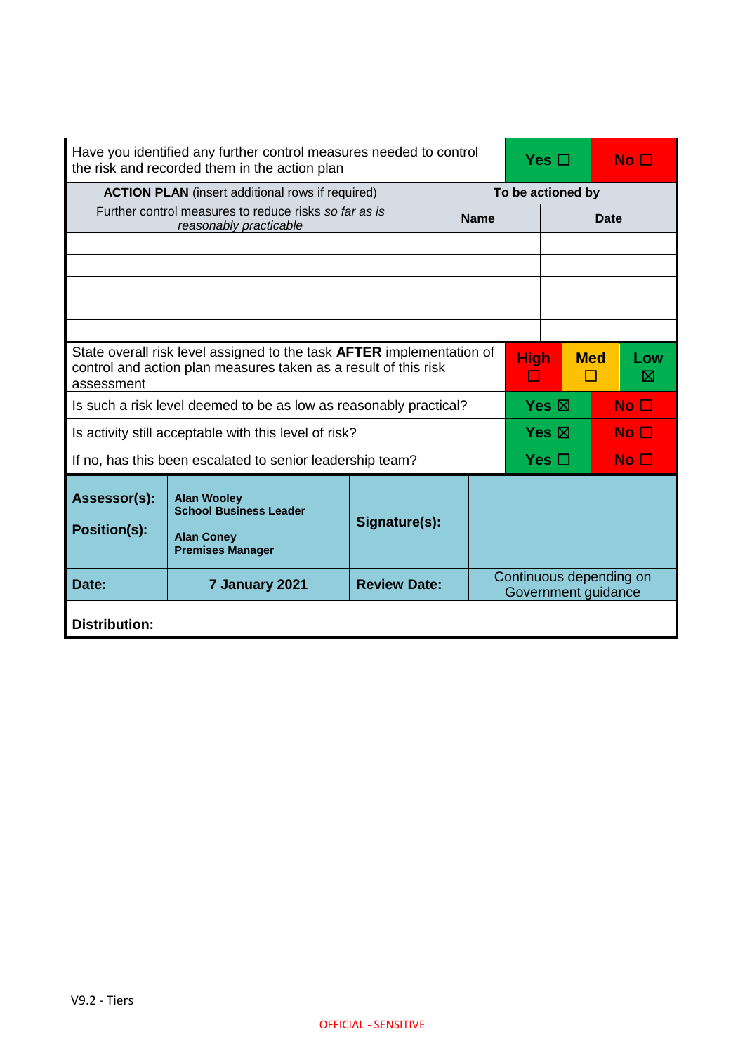| Have you identified any further control measures needed to control the risk and recorded them in the action plan | | | Yes ☐ | | No ☐ |
|---|---|---|---|---|---|
| **ACTION PLAN** (insert additional rows if required) | **To be actioned by** | | | | |
| Further control measures to reduce risks *so far as is reasonably practicable* | **Name** | | **Date** | | |
| | | | | | |
| | | | | | |
| | | | | | |
| | | | | | |
| | | | | | |
| State overall risk level assigned to the task **AFTER** implementation of control and action plan measures taken as a result of this risk assessment | | | High ☐ | Med ☐ | Low ☒ |
| Is such a risk level deemed to be as low as reasonably practical? | | | Yes ☒ | | No ☐ |
| Is activity still acceptable with this level of risk? | | | Yes ☒ | | No ☐ |
| If no, has this been escalated to senior leadership team? | | | Yes ☐ | | No ☐ |

| **Assessor(s):**<br><br>**Position(s):** | **Alan Wooley**<br>**School Business Leader**<br><br>**Alan Coney**<br>**Premises Manager** | **Signature(s):** | |
|---|---|---|---|
| **Date:** | **7 January 2021** | **Review Date:** | Continuous depending on Government guidance |
| **Distribution:** | | | |

V9.2 - Tiers

OFFICIAL - SENSITIVE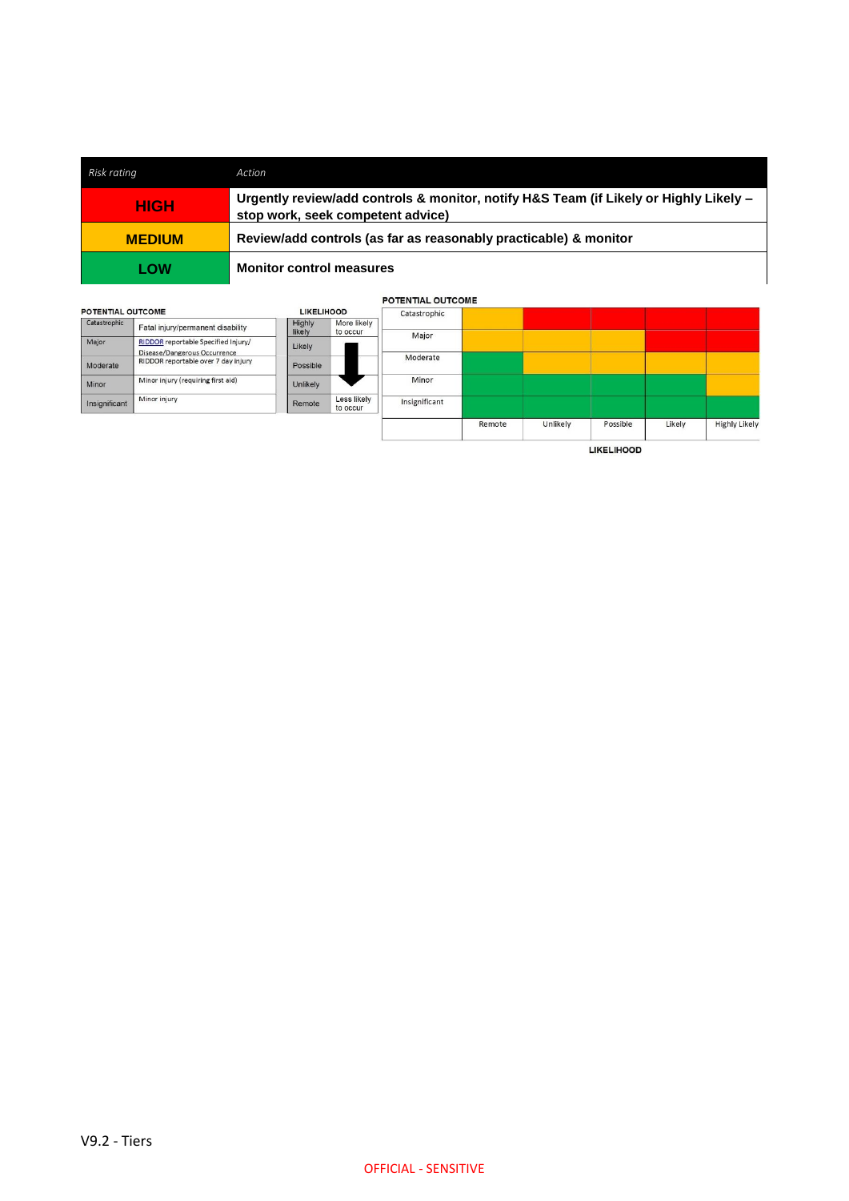| Risk rating | Action |
|---|---|
| **HIGH** | **Urgently review/add controls & monitor, notify H&S Team (if Likely or Highly Likely – stop work, seek competent advice)** |
| **MEDIUM** | **Review/add controls (as far as reasonably practicable) & monitor** |
| **LOW** | **Monitor control measures** |

**POTENTIAL OUTCOME**

| | |
|---|---|
| Catastrophic | Fatal injury/permanent disability |
| Major | RIDDOR reportable Specified Injury/ Disease/Dangerous Occurrence |
| Moderate | RIDDOR reportable over 7 day injury |
| Minor | Minor injury (requiring first aid) |
| Insignificant | Minor injury |

**LIKELIHOOD**

| | |
|---|---|
| Highly likely | More likely to occur |
| Likely | |
| Possible | |
| Unlikely | |
| Remote | Less likely to occur |

**POTENTIAL OUTCOME**

| | Remote | Unlikely | Possible | Likely | Highly Likely |
|---|---|---|---|---|---|
| Catastrophic | MEDIUM | HIGH | HIGH | HIGH | HIGH |
| Major | MEDIUM | MEDIUM | MEDIUM | HIGH | HIGH |
| Moderate | LOW | MEDIUM | MEDIUM | MEDIUM | MEDIUM |
| Minor | LOW | LOW | LOW | LOW | MEDIUM |
| Insignificant | LOW | LOW | LOW | LOW | LOW |

**LIKELIHOOD**

V9.2 - Tiers

OFFICIAL - SENSITIVE